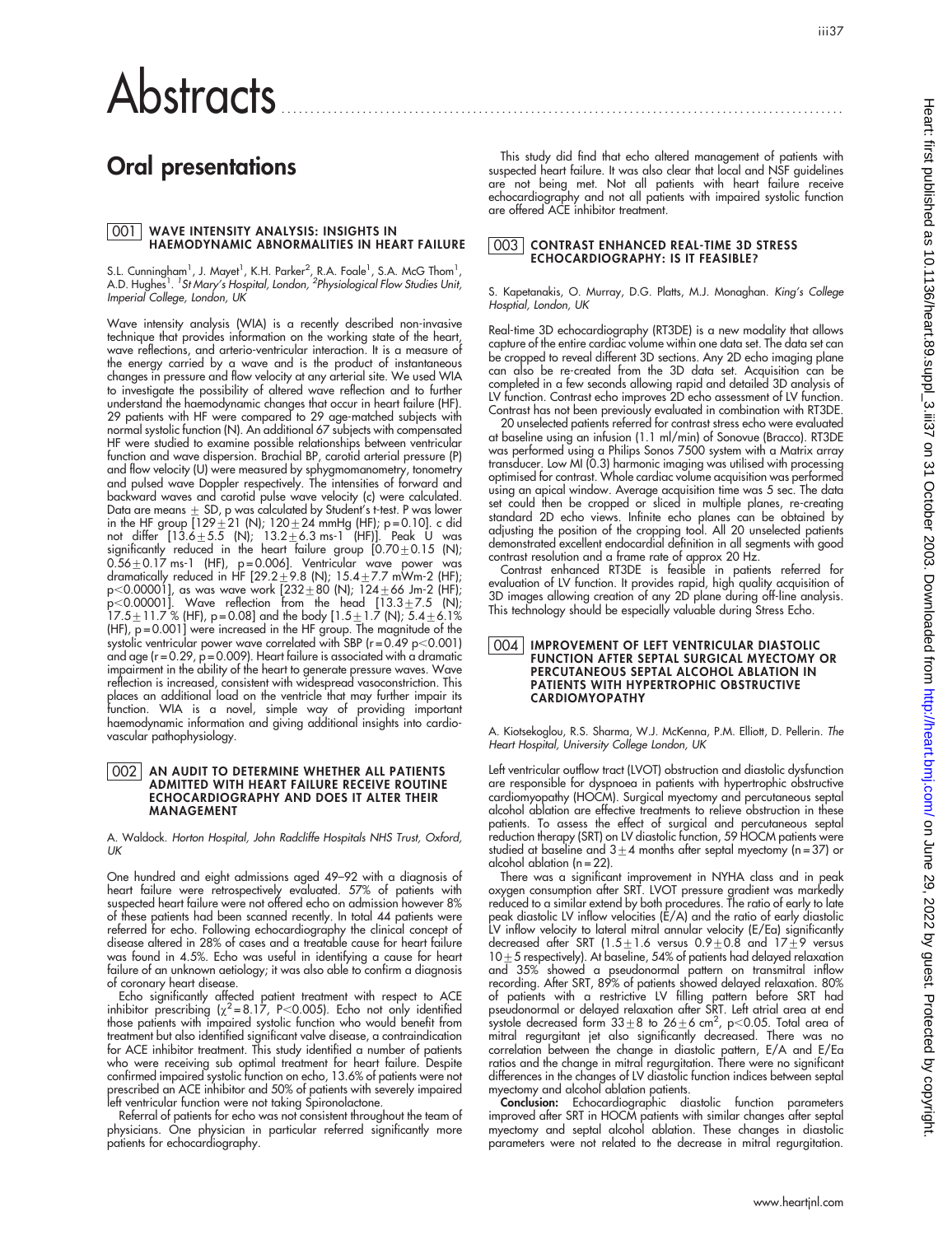# Abstracts

## Oral presentations

### 001 WAVE INTENSITY ANALYSIS: INSIGHTS IN HAEMODYNAMIC ABNORMALITIES IN HEART FAILURE

S.L. Cunningham[1], J. Mayet[1], K.H. Parker[2], R.A. Foale[1], S.A. McG Thom[1], A.D. Hughes[1]. *[1]St Mary's Hospital, London, [2]Physiological Flow Studies Unit, Imperial College, London, UK*

Wave intensity analysis (WIA) is a recently described non-invasive technique that provides information on the working state of the heart, wave reflections, and arterio-ventricular interaction. It is a measure of the energy carried by a wave and is the product of instantaneous changes in pressure and flow velocity at any arterial site. We used WIA to investigate the possibility of altered wave reflection and to further understand the haemodynamic changes that occur in heart failure (HF). 29 patients with HF were compared to 29 age-matched subjects with normal systolic function (N). An additional 67 subjects with compensated HF were studied to examine possible relationships between ventricular function and wave dispersion. Brachial BP, carotid arterial pressure (P) and flow velocity (U) were measured by sphygmomanometry, tonometry and pulsed wave Doppler respectively. The intensities of forward and backward waves and carotid pulse wave velocity (c) were calculated. Data are means ± SD, p was calculated by Student's t-test. P was lower in the HF group [129±21 (N); 120±24 mmHg (HF); p = 0.10]. c did not differ [13.6±5.5 (N); 13.2±6.3 ms-1 (HF)]. Peak U was significantly reduced in the heart failure group [0.70±0.15 (N); 0.56±0.17 ms-1 (HF), p = 0.006]. Ventricular wave power was dramatically reduced in HF [29.2±9.8 (N); 15.4±7.7 mWm-2 (HF); $p<0.00001$], as was wave work [232±80 (N); 124±66 Jm-2 (HF); $p<0.00001$]. Wave reflection from the head [13.3±7.5 (N); 17.5±11.7 % (HF), p = 0.08] and the body [1.5±1.7 (N); 5.4±6.1% (HF), p = 0.001] were increased in the HF group. The magnitude of the systolic ventricular power wave correlated with SBP ($r = 0.49$ $p<0.001$) and age ($r = 0.29$, $p = 0.009$). Heart failure is associated with a dramatic impairment in the ability of the heart to generate pressure waves. Wave reflection is increased, consistent with widespread vasoconstriction. This places an additional load on the ventricle that may further impair its function. WIA is a novel, simple way of providing important haemodynamic information and giving additional insights into cardiovascular pathophysiology.

### 002 AN AUDIT TO DETERMINE WHETHER ALL PATIENTS ADMITTED WITH HEART FAILURE RECEIVE ROUTINE ECHOCARDIOGRAPHY AND DOES IT ALTER THEIR MANAGEMENT

A. Waldock. *Horton Hospital, John Radcliffe Hospitals NHS Trust, Oxford, UK*

One hundred and eight admissions aged 49–92 with a diagnosis of heart failure were retrospectively evaluated. 57% of patients with suspected heart failure were not offered echo on admission however 8% of these patients had been scanned recently. In total 44 patients were referred for echo. Following echocardiography the clinical concept of disease altered in 28% of cases and a treatable cause for heart failure was found in 4.5%. Echo was useful in identifying a cause for heart failure of an unknown aetiology; it was also able to confirm a diagnosis of coronary heart disease.

Echo significantly affected patient treatment with respect to ACE inhibitor prescribing ($\chi^2 = 8.17$, $P<0.005$). Echo not only identified those patients with impaired systolic function who would benefit from treatment but also identified significant valve disease, a contraindication for ACE inhibitor treatment. This study identified a number of patients who were receiving sub optimal treatment for heart failure. Despite confirmed impaired systolic function on echo, 13.6% of patients were not prescribed an ACE inhibitor and 50% of patients with severely impaired left ventricular function were not taking Spironolactone.

Referral of patients for echo was not consistent throughout the team of physicians. One physician in particular referred significantly more patients for echocardiography.

This study did find that echo altered management of patients with suspected heart failure. It was also clear that local and NSF guidelines are not being met. Not all patients with heart failure receive echocardiography and not all patients with impaired systolic function are offered ACE inhibitor treatment.

### 003 CONTRAST ENHANCED REAL-TIME 3D STRESS ECHOCARDIOGRAPHY: IS IT FEASIBLE?

S. Kapetanakis, O. Murray, D.G. Platts, M.J. Monaghan. *King's College Hosptial, London, UK*

Real-time 3D echocardiography (RT3DE) is a new modality that allows capture of the entire cardiac volume within one data set. The data set can be cropped to reveal different 3D sections. Any 2D echo imaging plane can also be re-created from the 3D data set. Acquisition can be completed in a few seconds allowing rapid and detailed 3D analysis of LV function. Contrast echo improves 2D echo assessment of LV function. Contrast has not been previously evaluated in combination with RT3DE.

20 unselected patients referred for contrast stress echo were evaluated at baseline using an infusion (1.1 ml/min) of Sonovue (Bracco). RT3DE was performed using a Philips Sonos 7500 system with a Matrix array transducer. Low MI (0.3) harmonic imaging was utilised with processing optimised for contrast. Whole cardiac volume acquisition was performed using an apical window. Average acquisition time was 5 sec. The data set could then be cropped or sliced in multiple planes, re-creating standard 2D echo views. Infinite echo planes can be obtained by adjusting the position of the cropping tool. All 20 unselected patients demonstrated excellent endocardial definition in all segments with good contrast resolution and a frame rate of approx 20 Hz.

Contrast enhanced RT3DE is feasible in patients referred for evaluation of LV function. It provides rapid, high quality acquisition of 3D images allowing creation of any 2D plane during off-line analysis. This technology should be especially valuable during Stress Echo.

### 004 IMPROVEMENT OF LEFT VENTRICULAR DIASTOLIC FUNCTION AFTER SEPTAL SURGICAL MYECTOMY OR PERCUTANEOUS SEPTAL ALCOHOL ABLATION IN PATIENTS WITH HYPERTROPHIC OBSTRUCTIVE CARDIOMYOPATHY

A. Kiotsekoglou, R.S. Sharma, W.J. McKenna, P.M. Elliott, D. Pellerin. *The Heart Hospital, University College London, UK*

Left ventricular outflow tract (LVOT) obstruction and diastolic dysfunction are responsible for dyspnoea in patients with hypertrophic obstructive cardiomyopathy (HOCM). Surgical myectomy and percutaneous septal alcohol ablation are effective treatments to relieve obstruction in these patients. To assess the effect of surgical and percutaneous septal reduction therapy (SRT) on LV diastolic function, 59 HOCM patients were studied at baseline and 3±4 months after septal myectomy (n = 37) or alcohol ablation (n = 22).

There was a significant improvement in NYHA class and in peak oxygen consumption after SRT. LVOT pressure gradient was markedly reduced to a similar extend by both procedures. The ratio of early to late peak diastolic LV inflow velocities (E/A) and the ratio of early diastolic LV inflow velocity to lateral mitral annular velocity (E/Ea) significantly decreased after SRT (1.5±1.6 versus 0.9±0.8 and 17±9 versus 10±5 respectively). At baseline, 54% of patients had delayed relaxation and 35% showed a pseudonormal pattern on transmitral inflow recording. After SRT, 89% of patients showed delayed relaxation. 80% of patients with a restrictive LV filling pattern before SRT had pseudonormal or delayed relaxation after SRT. Left atrial area at end systole decreased form 33±8 to 26±6 cm$^2$, $p<0.05$. Total area of mitral regurgitant jet also significantly decreased. There was no correlation between the change in diastolic pattern, E/A and E/Ea ratios and the change in mitral regurgitation. There were no significant differences in the changes of LV diastolic function indices between septal myectomy and alcohol ablation patients.

**Conclusion:** Echocardiographic diastolic function parameters improved after SRT in HOCM patients with similar changes after septal myectomy and septal alcohol ablation. These changes in diastolic parameters were not related to the decrease in mitral regurgitation.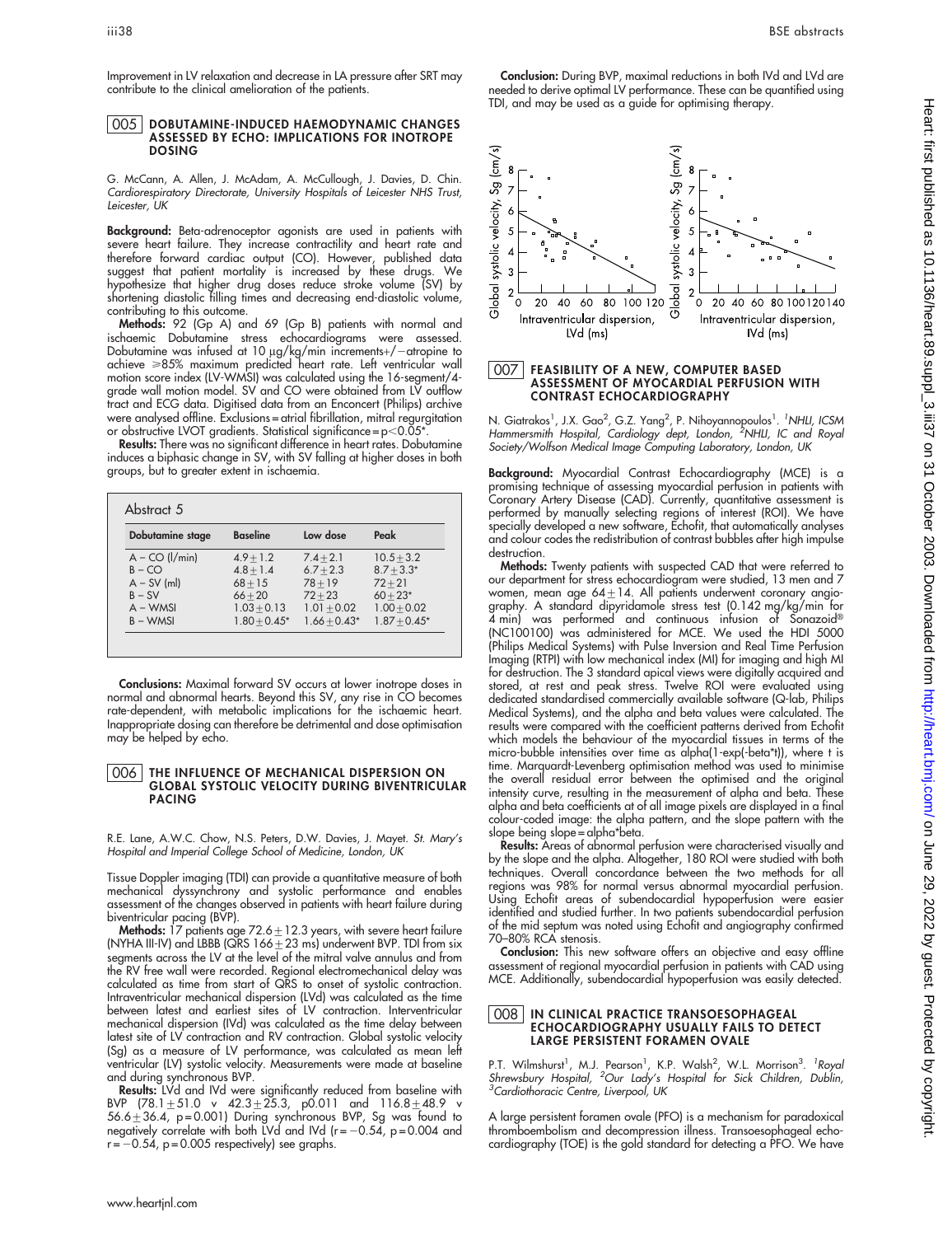Improvement in LV relaxation and decrease in LA pressure after SRT may contribute to the clinical amelioration of the patients.

## 005 DOBUTAMINE-INDUCED HAEMODYNAMIC CHANGES ASSESSED BY ECHO: IMPLICATIONS FOR INOTROPE DOSING

G. McCann, A. Allen, J. McAdam, A. McCullough, J. Davies, D. Chin. *Cardiorespiratory Directorate, University Hospitals of Leicester NHS Trust, Leicester, UK*

**Background:** Beta-adrenoceptor agonists are used in patients with severe heart failure. They increase contractility and heart rate and therefore forward cardiac output (CO). However, published data suggest that patient mortality is increased by these drugs. We hypothesize that higher drug doses reduce stroke volume (SV) by shortening diastolic filling times and decreasing end-diastolic volume, contributing to this outcome.

**Methods:** 92 (Gp A) and 69 (Gp B) patients with normal and ischaemic Dobutamine stress echocardiograms were assessed. Dobutamine was infused at 10 µg/kg/min increments+/−atropine to achieve ⩾85% maximum predicted heart rate. Left ventricular wall motion score index (LV-WMSI) was calculated using the 16-segment/4-grade wall motion model. SV and CO were obtained from LV outflow tract and ECG data. Digitised data from an Enconcert (Philips) archive were analysed offline. Exclusions = atrial fibrillation, mitral regurgitation or obstructive LVOT gradients. Statistical significance = $p<0.05$*.

**Results:** There was no significant difference in heart rates. Dobutamine induces a biphasic change in SV, with SV falling at higher doses in both groups, but to greater extent in ischaemia.

Abstract 5

| Dobutamine stage | Baseline | Low dose | Peak |
|---|---|---|---|
| A – CO (l/min) | 4.9±1.2 | 7.4±2.1 | 10.5±3.2 |
| B – CO | 4.8±1.4 | 6.7±2.3 | 8.7±3.3* |
| A – SV (ml) | 68±15 | 78±19 | 72±21 |
| B – SV | 66±20 | 72±23 | 60±23* |
| A – WMSI | 1.03±0.13 | 1.01±0.02 | 1.00±0.02 |
| B – WMSI | 1.80±0.45* | 1.66±0.43* | 1.87±0.45* |

**Conclusions:** Maximal forward SV occurs at lower inotrope doses in normal and abnormal hearts. Beyond this SV, any rise in CO becomes rate-dependent, with metabolic implications for the ischaemic heart. Inappropriate dosing can therefore be detrimental and dose optimisation may be helped by echo.

## 006 THE INFLUENCE OF MECHANICAL DISPERSION ON GLOBAL SYSTOLIC VELOCITY DURING BIVENTRICULAR PACING

R.E. Lane, A.W.C. Chow, N.S. Peters, D.W. Davies, J. Mayet. *St. Mary's Hospital and Imperial College School of Medicine, London, UK*

Tissue Doppler imaging (TDI) can provide a quantitative measure of both mechanical dyssynchrony and systolic performance and enables assessment of the changes observed in patients with heart failure during biventricular pacing (BVP).

**Methods:** 17 patients age 72.6±12.3 years, with severe heart failure (NYHA III-IV) and LBBB (QRS 166±23 ms) underwent BVP. TDI from six segments across the LV at the level of the mitral valve annulus and from the RV free wall were recorded. Regional electromechanical delay was calculated as time from start of QRS to onset of systolic contraction. Intraventricular mechanical dispersion (LVd) was calculated as the time between latest and earliest sites of LV contraction. Interventricular mechanical dispersion (IVd) was calculated as the time delay between latest site of LV contraction and RV contraction. Global systolic velocity (Sg) as a measure of LV performance, was calculated as mean left ventricular (LV) systolic velocity. Measurements were made at baseline and during synchronous BVP.

**Results:** LVd and IVd were significantly reduced from baseline with BVP (78.1±51.0 v 42.3±25.3, p0.011 and 116.8±48.9 v 56.6±36.4, p=0.001) During synchronous BVP, Sg was found to negatively correlate with both LVd and IVd (r=−0.54, p=0.004 and r=−0.54, p=0.005 respectively) see graphs.

**Conclusion:** During BVP, maximal reductions in both IVd and LVd are needed to derive optimal LV performance. These can be quantified using TDI, and may be used as a guide for optimising therapy.

## 007 FEASIBILITY OF A NEW, COMPUTER BASED ASSESSMENT OF MYOCARDIAL PERFUSION WITH CONTRAST ECHOCARDIOGRAPHY

N. Giatrakos[1], J.X. Gao[2], G.Z. Yang[2], P. Nihoyannopoulos[1]. [1]*NHLI, ICSM Hammersmith Hospital, Cardiology dept, London,* [2]*NHLI, IC and Royal Society/Wolfson Medical Image Computing Laboratory, London, UK*

**Background:** Myocardial Contrast Echocardiography (MCE) is a promising technique of assessing myocardial perfusion in patients with Coronary Artery Disease (CAD). Currently, quantitative assessment is performed by manually selecting regions of interest (ROI). We have specially developed a new software, Echofit, that automatically analyses and colour codes the redistribution of contrast bubbles after high impulse destruction.

**Methods:** Twenty patients with suspected CAD that were referred to our department for stress echocardiogram were studied, 13 men and 7 women, mean age 64±14. All patients underwent coronary angiography. A standard dipyridamole stress test (0.142 mg/kg/min for 4 min) was performed and continuous infusion of Sonazoid® (NC100100) was administered for MCE. We used the HDI 5000 (Philips Medical Systems) with Pulse Inversion and Real Time Perfusion Imaging (RTPI) with low mechanical index (MI) for imaging and high MI for destruction. The 3 standard apical views were digitally acquired and stored, at rest and peak stress. Twelve ROI were evaluated using dedicated standardised commercially available software (Q-lab, Philips Medical Systems), and the alpha and beta values were calculated. The results were compared with the coefficient patterns derived from Echofit which models the behaviour of the myocardial tissues in terms of the micro-bubble intensities over time as alpha(1-exp(-beta*t)), where t is time. Marquardt-Levenberg optimisation method was used to minimise the overall residual error between the optimised and the original intensity curve, resulting in the measurement of alpha and beta. These alpha and beta coefficients at of all image pixels are displayed in a final colour-coded image: the alpha pattern, and the slope pattern with the slope being slope = alpha*beta.

**Results:** Areas of abnormal perfusion were characterised visually and by the slope and the alpha. Altogether, 180 ROI were studied with both techniques. Overall concordance between the two methods for all regions was 98% for normal versus abnormal myocardial perfusion. Using Echofit areas of subendocardial hypoperfusion were easier identified and studied further. In two patients subendocardial perfusion of the mid septum was noted using Echofit and angiography confirmed 70–80% RCA stenosis.

**Conclusion:** This new software offers an objective and easy offline assessment of regional myocardial perfusion in patients with CAD using MCE. Additionally, subendocardial hypoperfusion was easily detected.

## 008 IN CLINICAL PRACTICE TRANSOESOPHAGEAL ECHOCARDIOGRAPHY USUALLY FAILS TO DETECT LARGE PERSISTENT FORAMEN OVALE

P.T. Wilmshurst[1], M.J. Pearson[1], K.P. Walsh[2], W.L. Morrison[3]. [1]*Royal Shrewsbury Hospital,* [2]*Our Lady's Hospital for Sick Children, Dublin,* [3]*Cardiothoracic Centre, Liverpool, UK*

A large persistent foramen ovale (PFO) is a mechanism for paradoxical thromboembolism and decompression illness. Transoesophageal echocardiography (TOE) is the gold standard for detecting a PFO. We have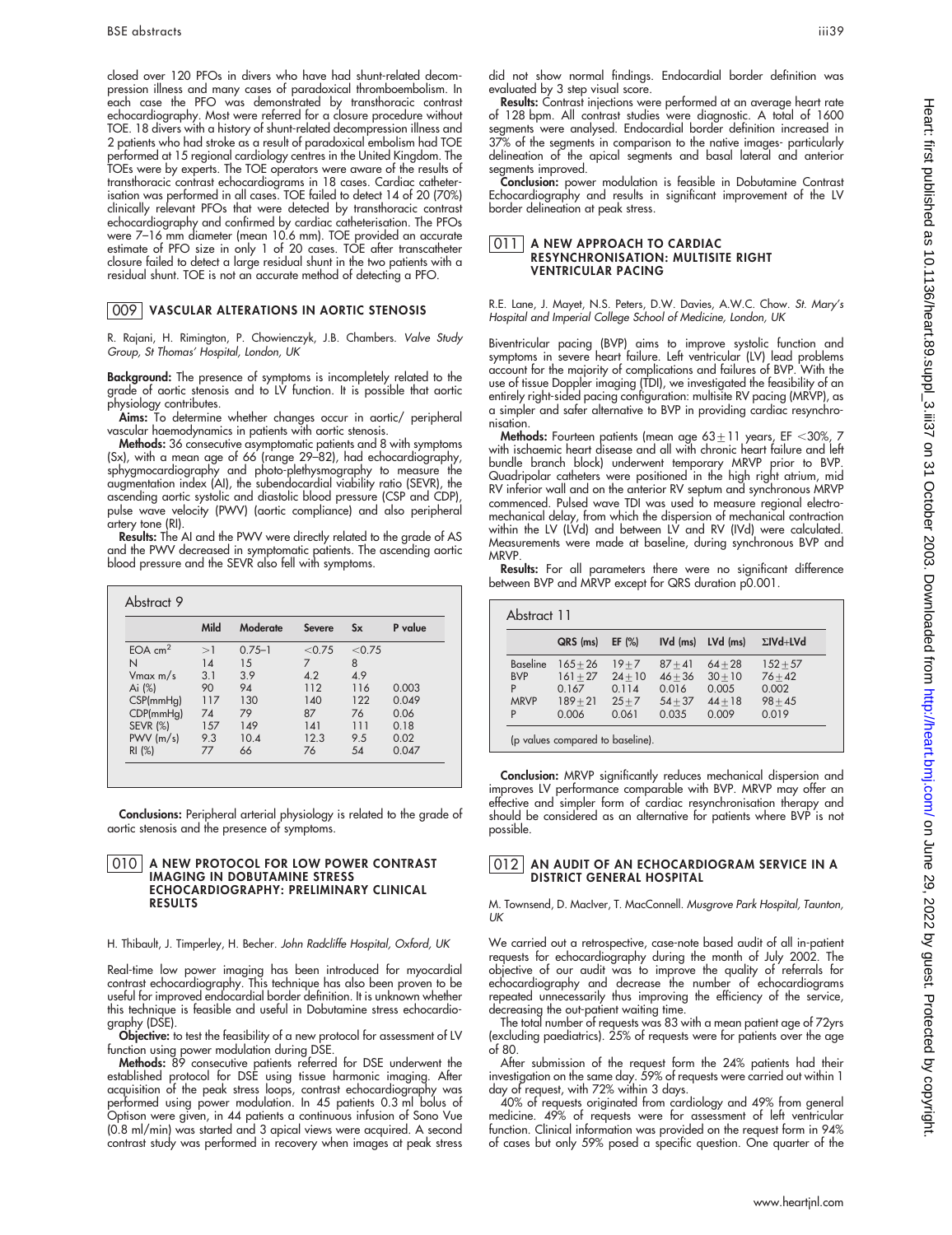closed over 120 PFOs in divers who have had shunt-related decompression illness and many cases of paradoxical thromboembolism. In each case the PFO was demonstrated by transthoracic contrast echocardiography. Most were referred for a closure procedure without TOE. 18 divers with a history of shunt-related decompression illness and 2 patients who had stroke as a result of paradoxical embolism had TOE performed at 15 regional cardiology centres in the United Kingdom. The TOEs were by experts. The TOE operators were aware of the results of transthoracic contrast echocardiograms in 18 cases. Cardiac catheterisation was performed in all cases. TOE failed to detect 14 of 20 (70%) clinically relevant PFOs that were detected by transthoracic contrast echocardiography and confirmed by cardiac catheterisation. The PFOs were 7–16 mm diameter (mean 10.6 mm). TOE provided an accurate estimate of PFO size in only 1 of 20 cases. TOE after transcatheter closure failed to detect a large residual shunt in the two patients with a residual shunt. TOE is not an accurate method of detecting a PFO.

## 009 VASCULAR ALTERATIONS IN AORTIC STENOSIS

R. Rajani, H. Rimington, P. Chowienczyk, J.B. Chambers. *Valve Study Group, St Thomas' Hospital, London, UK*

**Background:** The presence of symptoms is incompletely related to the grade of aortic stenosis and to LV function. It is possible that aortic physiology contributes.

**Aims:** To determine whether changes occur in aortic/ peripheral vascular haemodynamics in patients with aortic stenosis.

**Methods:** 36 consecutive asymptomatic patients and 8 with symptoms (Sx), with a mean age of 66 (range 29–82), had echocardiography, sphygmocardiography and photo-plethysmography to measure the augmentation index (AI), the subendocardial viability ratio (SEVR), the ascending aortic systolic and diastolic blood pressure (CSP and CDP), pulse wave velocity (PWV) (aortic compliance) and also peripheral artery tone (RI).

**Results:** The AI and the PWV were directly related to the grade of AS and the PWV decreased in symptomatic patients. The ascending aortic blood pressure and the SEVR also fell with symptoms.

Abstract 9

| | Mild | Moderate | Severe | Sx | P value |
|---|---|---|---|---|---|
| EOA $cm^2$ | >1 | 0.75–1 | <0.75 | <0.75 | |
| N | 14 | 15 | 7 | 8 | |
| Vmax m/s | 3.1 | 3.9 | 4.2 | 4.9 | |
| Ai (%) | 90 | 94 | 112 | 116 | 0.003 |
| CSP(mmHg) | 117 | 130 | 140 | 122 | 0.049 |
| CDP(mmHg) | 74 | 79 | 87 | 76 | 0.06 |
| SEVR (%) | 157 | 149 | 141 | 111 | 0.18 |
| PWV (m/s) | 9.3 | 10.4 | 12.3 | 9.5 | 0.02 |
| RI (%) | 77 | 66 | 76 | 54 | 0.047 |

**Conclusions:** Peripheral arterial physiology is related to the grade of aortic stenosis and the presence of symptoms.

## 010 A NEW PROTOCOL FOR LOW POWER CONTRAST IMAGING IN DOBUTAMINE STRESS ECHOCARDIOGRAPHY: PRELIMINARY CLINICAL RESULTS

H. Thibault, J. Timperley, H. Becher. *John Radcliffe Hospital, Oxford, UK*

Real-time low power imaging has been introduced for myocardial contrast echocardiography. This technique has also been proven to be useful for improved endocardial border definition. It is unknown whether this technique is feasible and useful in Dobutamine stress echocardiography (DSE).

**Objective:** to test the feasibility of a new protocol for assessment of LV function using power modulation during DSE.

**Methods:** 89 consecutive patients referred for DSE underwent the established protocol for DSE using tissue harmonic imaging. After acquisition of the peak stress loops, contrast echocardiography was performed using power modulation. In 45 patients 0.3 ml bolus of Optison were given, in 44 patients a continuous infusion of Sono Vue (0.8 ml/min) was started and 3 apical views were acquired. A second contrast study was performed in recovery when images at peak stress did not show normal findings. Endocardial border definition was evaluated by 3 step visual score.

**Results:** Contrast injections were performed at an average heart rate of 128 bpm. All contrast studies were diagnostic. A total of 1600 segments were analysed. Endocardial border definition increased in 37% of the segments in comparison to the native images- particularly delineation of the apical segments and basal lateral and anterior segments improved.

**Conclusion:** power modulation is feasible in Dobutamine Contrast Echocardiography and results in significant improvement of the LV border delineation at peak stress.

## 011 A NEW APPROACH TO CARDIAC RESYNCHRONISATION: MULTISITE RIGHT VENTRICULAR PACING

R.E. Lane, J. Mayet, N.S. Peters, D.W. Davies, A.W.C. Chow. *St. Mary's Hospital and Imperial College School of Medicine, London, UK*

Biventricular pacing (BVP) aims to improve systolic function and symptoms in severe heart failure. Left ventricular (LV) lead problems account for the majority of complications and failures of BVP. With the use of tissue Doppler imaging (TDI), we investigated the feasibility of an entirely right-sided pacing configuration: multisite RV pacing (MRVP), as a simpler and safer alternative to BVP in providing cardiac resynchronisation.

**Methods:** Fourteen patients (mean age 63±11 years, EF <30%, 7 with ischaemic heart disease and all with chronic heart failure and left bundle branch block) underwent temporary MRVP prior to BVP. Quadripolar catheters were positioned in the high right atrium, mid RV inferior wall and on the anterior RV septum and synchronous MRVP commenced. Pulsed wave TDI was used to measure regional electromechanical delay, from which the dispersion of mechanical contraction within the LV (LVd) and between LV and RV (IVd) were calculated. Measurements were made at baseline, during synchronous BVP and MRVP.

**Results:** For all parameters there were no significant difference between BVP and MRVP except for QRS duration p0.001.

Abstract 11

| | QRS (ms) | EF (%) | IVd (ms) | LVd (ms) | ΣIVd+LVd |
|---|---|---|---|---|---|
| Baseline | 165±26 | 19±7 | 87±41 | 64±28 | 152±57 |
| BVP | 161±27 | 24±10 | 46±36 | 30±10 | 76±42 |
| P | 0.167 | 0.114 | 0.016 | 0.005 | 0.002 |
| MRVP | 189±21 | 25±7 | 54±37 | 44±18 | 98±45 |
| P | 0.006 | 0.061 | 0.035 | 0.009 | 0.019 |

(p values compared to baseline).

**Conclusion:** MRVP significantly reduces mechanical dispersion and improves LV performance comparable with BVP. MRVP may offer an effective and simpler form of cardiac resynchronisation therapy and should be considered as an alternative for patients where BVP is not possible.

## 012 AN AUDIT OF AN ECHOCARDIOGRAM SERVICE IN A DISTRICT GENERAL HOSPITAL

M. Townsend, D. MacIver, T. MacConnell. *Musgrove Park Hospital, Taunton, UK*

We carried out a retrospective, case-note based audit of all in-patient requests for echocardiography during the month of July 2002. The objective of our audit was to improve the quality of referrals for echocardiography and decrease the number of echocardiograms repeated unnecessarily thus improving the efficiency of the service, decreasing the out-patient waiting time.

The total number of requests was 83 with a mean patient age of 72yrs (excluding paediatrics). 25% of requests were for patients over the age of 80.

After submission of the request form the 24% patients had their investigation on the same day. 59% of requests were carried out within 1 day of request, with 72% within 3 days.

40% of requests originated from cardiology and 49% from general medicine. 49% of requests were for assessment of left ventricular function. Clinical information was provided on the request form in 94% of cases but only 59% posed a specific question. One quarter of the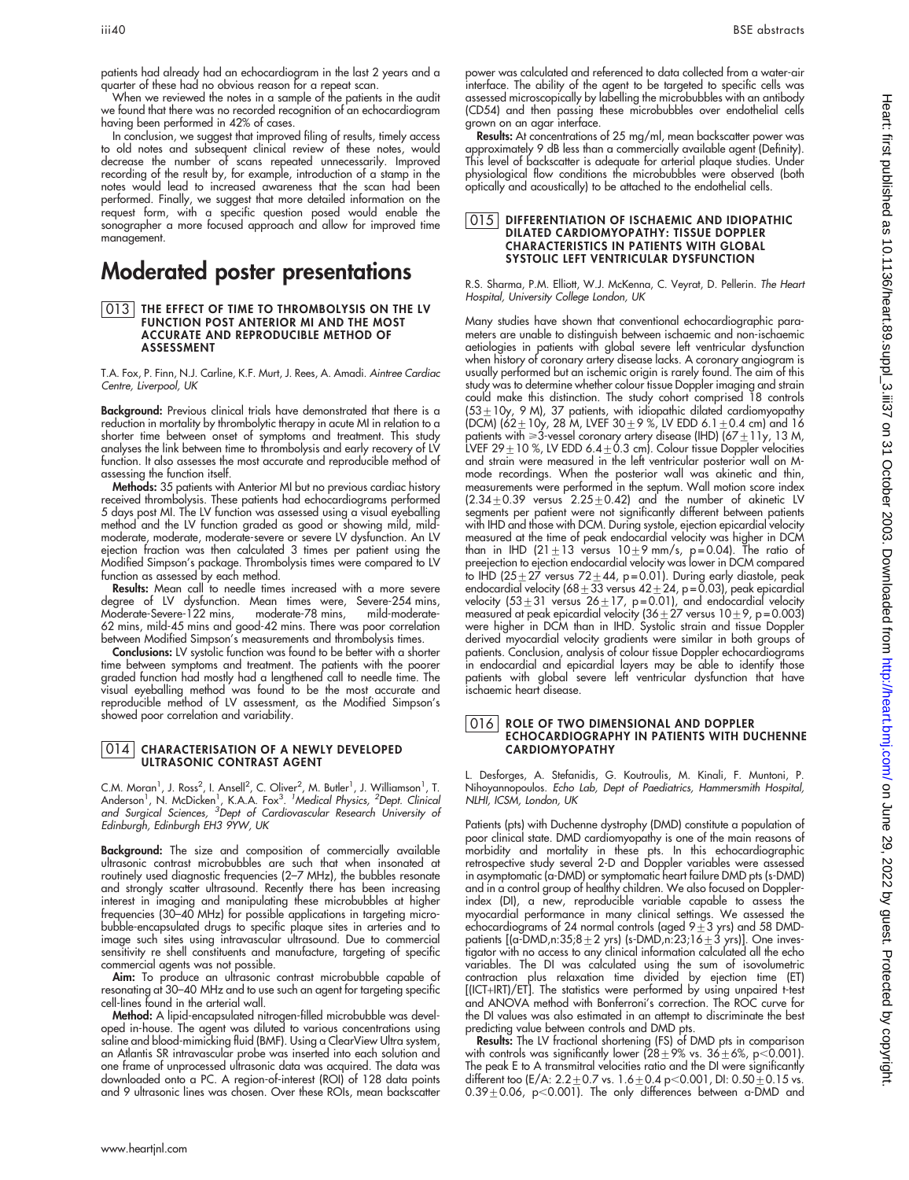patients had already had an echocardiogram in the last 2 years and a quarter of these had no obvious reason for a repeat scan.

When we reviewed the notes in a sample of the patients in the audit we found that there was no recorded recognition of an echocardiogram having been performed in 42% of cases.

In conclusion, we suggest that improved filing of results, timely access to old notes and subsequent clinical review of these notes, would decrease the number of scans repeated unnecessarily. Improved recording of the result by, for example, introduction of a stamp in the notes would lead to increased awareness that the scan had been performed. Finally, we suggest that more detailed information on the request form, with a specific question posed would enable the sonographer a more focused approach and allow for improved time management.

# Moderated poster presentations

### 013 THE EFFECT OF TIME TO THROMBOLYSIS ON THE LV FUNCTION POST ANTERIOR MI AND THE MOST ACCURATE AND REPRODUCIBLE METHOD OF ASSESSMENT

T.A. Fox, P. Finn, N.J. Carline, K.F. Murt, J. Rees, A. Amadi. *Aintree Cardiac Centre, Liverpool, UK*

**Background:** Previous clinical trials have demonstrated that there is a reduction in mortality by thrombolytic therapy in acute MI in relation to a shorter time between onset of symptoms and treatment. This study analyses the link between time to thrombolysis and early recovery of LV function. It also assesses the most accurate and reproducible method of assessing the function itself.

**Methods:** 35 patients with Anterior MI but no previous cardiac history received thrombolysis. These patients had echocardiograms performed 5 days post MI. The LV function was assessed using a visual eyeballing method and the LV function graded as good or showing mild, mild-moderate, moderate, moderate-severe or severe LV dysfunction. An LV ejection fraction was then calculated 3 times per patient using the Modified Simpson's package. Thrombolysis times were compared to LV function as assessed by each method.

**Results:** Mean call to needle times increased with a more severe degree of LV dysfunction. Mean times were, Severe-254 mins, Moderate-Severe-122 mins, moderate-78 mins, mild-moderate-62 mins, mild-45 mins and good-42 mins. There was poor correlation between Modified Simpson's measurements and thrombolysis times.

**Conclusions:** LV systolic function was found to be better with a shorter time between symptoms and treatment. The patients with the poorer graded function had mostly had a lengthened call to needle time. The visual eyeballing method was found to be the most accurate and reproducible method of LV assessment, as the Modified Simpson's showed poor correlation and variability.

### 014 CHARACTERISATION OF A NEWLY DEVELOPED ULTRASONIC CONTRAST AGENT

C.M. Moran[1], J. Ross[2], I. Ansell[2], C. Oliver[2], M. Butler[1], J. Williamson[1], T. Anderson[1], N. McDicken[1], K.A.A. Fox[3]. [1]*Medical Physics,* [2]*Dept. Clinical and Surgical Sciences,* [3]*Dept of Cardiovascular Research University of Edinburgh, Edinburgh EH3 9YW, UK*

**Background:** The size and composition of commercially available ultrasonic contrast microbubbles are such that when insonated at routinely used diagnostic frequencies (2–7 MHz), the bubbles resonate and strongly scatter ultrasound. Recently there has been increasing interest in imaging and manipulating these microbubbles at higher frequencies (30–40 MHz) for possible applications in targeting microbubble-encapsulated drugs to specific plaque sites in arteries and to image such sites using intravascular ultrasound. Due to commercial sensitivity re shell constituents and manufacture, targeting of specific commercial agents was not possible.

**Aim:** To produce an ultrasonic contrast microbubble capable of resonating at 30–40 MHz and to use such an agent for targeting specific cell-lines found in the arterial wall.

**Method:** A lipid-encapsulated nitrogen-filled microbubble was developed in-house. The agent was diluted to various concentrations using saline and blood-mimicking fluid (BMF). Using a ClearView Ultra system, an Atlantis SR intravascular probe was inserted into each solution and one frame of unprocessed ultrasonic data was acquired. The data was downloaded onto a PC. A region-of-interest (ROI) of 128 data points and 9 ultrasonic lines was chosen. Over these ROIs, mean backscatter power was calculated and referenced to data collected from a water-air interface. The ability of the agent to be targeted to specific cells was assessed microscopically by labelling the microbubbles with an antibody (CD54) and then passing these microbubbles over endothelial cells grown on an agar interface.

**Results:** At concentrations of 25 mg/ml, mean backscatter power was approximately 9 dB less than a commercially available agent (Definity). This level of backscatter is adequate for arterial plaque studies. Under physiological flow conditions the microbubbles were observed (both optically and acoustically) to be attached to the endothelial cells.

### 015 DIFFERENTIATION OF ISCHAEMIC AND IDIOPATHIC DILATED CARDIOMYOPATHY: TISSUE DOPPLER CHARACTERISTICS IN PATIENTS WITH GLOBAL SYSTOLIC LEFT VENTRICULAR DYSFUNCTION

R.S. Sharma, P.M. Elliott, W.J. McKenna, C. Veyrat, D. Pellerin. *The Heart Hospital, University College London, UK*

Many studies have shown that conventional echocardiographic parameters are unable to distinguish between ischaemic and non-ischaemic aetiologies in patients with global severe left ventricular dysfunction when history of coronary artery disease lacks. A coronary angiogram is usually performed but an ischemic origin is rarely found. The aim of this study was to determine whether colour tissue Doppler imaging and strain could make this distinction. The study cohort comprised 18 controls ($53\pm10$y, 9 M), 37 patients, with idiopathic dilated cardiomyopathy (DCM) ($62\pm10$y, 28 M, LVEF $30\pm9$ %, LV EDD $6.1\pm0.4$ cm) and 16 patients with $\geq$3-vessel coronary artery disease (IHD) ($67\pm11$y, 13 M, LVEF $29\pm10$ %, LV EDD $6.4\pm0.3$ cm). Colour tissue Doppler velocities and strain were measured in the left ventricular posterior wall on M-mode recordings. When the posterior wall was akinetic and thin, measurements were performed in the septum. Wall motion score index ($2.34\pm0.39$ versus $2.25\pm0.42$) and the number of akinetic LV segments per patient were not significantly different between patients with IHD and those with DCM. During systole, ejection epicardial velocity measured at the time of peak endocardial velocity was higher in DCM than in IHD ($21\pm13$ versus $10\pm9$ mm/s, $p=0.04$). The ratio of preejection to ejection endocardial velocity was lower in DCM compared to IHD ($25\pm27$ versus $72\pm44$, $p=0.01$). During early diastole, peak endocardial velocity ($68\pm33$ versus $42\pm24$, $p=0.03$), peak epicardial velocity ($53\pm31$ versus $26\pm17$, $p=0.01$), and endocardial velocity measured at peak epicardial velocity ($36\pm27$ versus $10\pm9$, $p=0.003$) were higher in DCM than in IHD. Systolic strain and tissue Doppler derived myocardial velocity gradients were similar in both groups of patients. Conclusion, analysis of colour tissue Doppler echocardiograms in endocardial and epicardial layers may be able to identify those patients with global severe left ventricular dysfunction that have ischaemic heart disease.

### 016 ROLE OF TWO DIMENSIONAL AND DOPPLER ECHOCARDIOGRAPHY IN PATIENTS WITH DUCHENNE CARDIOMYOPATHY

L. Desforges, A. Stefanidis, G. Koutroulis, M. Kinali, F. Muntoni, P. Nihoyannopoulos. *Echo Lab, Dept of Paediatrics, Hammersmith Hospital, NLHI, ICSM, London, UK*

Patients (pts) with Duchenne dystrophy (DMD) constitute a population of poor clinical state. DMD cardiomyopathy is one of the main reasons of morbidity and mortality in these pts. In this echocardiographic retrospective study several 2-D and Doppler variables were assessed in asymptomatic (a-DMD) or symptomatic heart failure DMD pts (s-DMD) and in a control group of healthy children. We also focused on Doppler-index (DI), a new, reproducible variable capable to assess the myocardial performance in many clinical settings. We assessed the echocardiograms of 24 normal controls (aged $9\pm3$ yrs) and 58 DMD-patients [(a-DMD,n:35;$8\pm2$ yrs) (s-DMD,n:23;$16\pm3$ yrs)]. One investigator with no access to any clinical information calculated all the echo variables. The DI was calculated using the sum of isovolumetric contraction plus relaxation time divided by ejection time (ET) [(ICT+IRT)/ET]. The statistics were performed by using unpaired t-test and ANOVA method with Bonferroni's correction. The ROC curve for the DI values was also estimated in an attempt to discriminate the best predicting value between controls and DMD pts.

**Results:** The LV fractional shortening (FS) of DMD pts in comparison with controls was significantly lower ($28\pm9$% vs. $36\pm6$%, $p<0.001$). The peak E to A transmitral velocities ratio and the DI were significantly different too (E/A: $2.2\pm0.7$ vs. $1.6\pm0.4$ $p<0.001$, DI: $0.50\pm0.15$ vs. $0.39\pm0.06$, $p<0.001$). The only differences between a-DMD and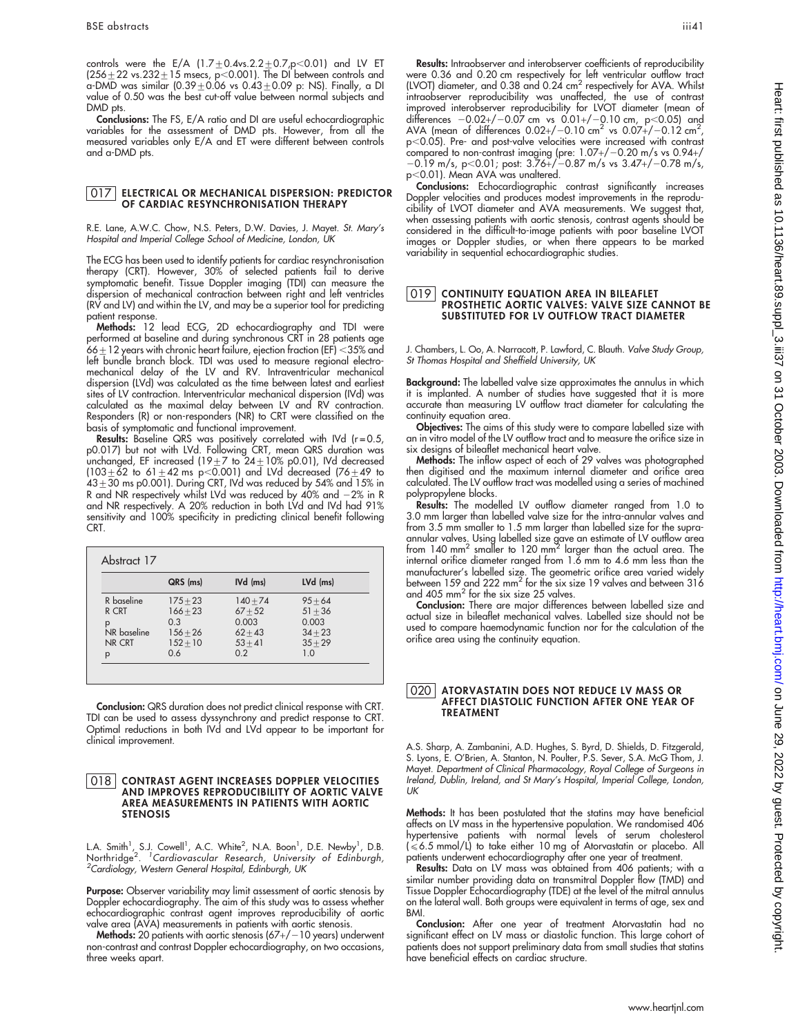controls were the E/A ($1.7 \pm 0.4$vs.$2.2 \pm 0.7$,$p<0.01$) and LV ET ($256 \pm 22$ vs.$232 \pm 15$ msecs, $p<0.001$). The DI between controls and a-DMD was similar ($0.39 \pm 0.06$ vs $0.43 \pm 0.09$ p: NS). Finally, a DI value of 0.50 was the best cut-off value between normal subjects and DMD pts.

**Conclusions:** The FS, E/A ratio and DI are useful echocardiographic variables for the assessment of DMD pts. However, from all the measured variables only E/A and ET were different between controls and a-DMD pts.

## 017 ELECTRICAL OR MECHANICAL DISPERSION: PREDICTOR OF CARDIAC RESYNCHRONISATION THERAPY

R.E. Lane, A.W.C. Chow, N.S. Peters, D.W. Davies, J. Mayet. *St. Mary's Hospital and Imperial College School of Medicine, London, UK*

The ECG has been used to identify patients for cardiac resynchronisation therapy (CRT). However, 30% of selected patients fail to derive symptomatic benefit. Tissue Doppler imaging (TDI) can measure the dispersion of mechanical contraction between right and left ventricles (RV and LV) and within the LV, and may be a superior tool for predicting patient response.

**Methods:** 12 lead ECG, 2D echocardiography and TDI were performed at baseline and during synchronous CRT in 28 patients age $66 \pm 12$ years with chronic heart failure, ejection fraction (EF) <35% and left bundle branch block. TDI was used to measure regional electromechanical delay of the LV and RV. Intraventricular mechanical dispersion (LVd) was calculated as the time between latest and earliest sites of LV contraction. Interventricular mechanical dispersion (IVd) was calculated as the maximal delay between LV and RV contraction. Responders (R) or non-responders (NR) to CRT were classified on the basis of symptomatic and functional improvement.

**Results:** Baseline QRS was positively correlated with IVd (r = 0.5, p0.017) but not with LVd. Following CRT, mean QRS duration was unchanged, EF increased ($19 \pm 7$ to $24 \pm 10$% p0.01), IVd decreased ($103 \pm 62$ to $61 \pm 42$ ms $p<0.001$) and LVd decreased ($76 \pm 49$ to $43 \pm 30$ ms p0.001). During CRT, IVd was reduced by 54% and 15% in R and NR respectively whilst LVd was reduced by 40% and −2% in R and NR respectively. A 20% reduction in both LVd and IVd had 91% sensitivity and 100% specificity in predicting clinical benefit following CRT.

Abstract 17

| | QRS (ms) | IVd (ms) | LVd (ms) |
|---|---|---|---|
| R baseline | $175 \pm 23$ | $140 \pm 74$ | $95 \pm 64$ |
| R CRT | $166 \pm 23$ | $67 \pm 52$ | $51 \pm 36$ |
| p | 0.3 | 0.003 | 0.003 |
| NR baseline | $156 \pm 26$ | $62 \pm 43$ | $34 \pm 23$ |
| NR CRT | $152 \pm 10$ | $53 \pm 41$ | $35 \pm 29$ |
| p | 0.6 | 0.2 | 1.0 |

**Conclusion:** QRS duration does not predict clinical response with CRT. TDI can be used to assess dyssynchrony and predict response to CRT. Optimal reductions in both IVd and LVd appear to be important for clinical improvement.

## 018 CONTRAST AGENT INCREASES DOPPLER VELOCITIES AND IMPROVES REPRODUCIBILITY OF AORTIC VALVE AREA MEASUREMENTS IN PATIENTS WITH AORTIC STENOSIS

L.A. Smith[1], S.J. Cowell[1], A.C. White[2], N.A. Boon[1], D.E. Newby[1], D.B. Northridge[2]. [1]*Cardiovascular Research, University of Edinburgh,* [2]*Cardiology, Western General Hospital, Edinburgh, UK*

**Purpose:** Observer variability may limit assessment of aortic stenosis by Doppler echocardiography. The aim of this study was to assess whether echocardiographic contrast agent improves reproducibility of aortic valve area (AVA) measurements in patients with aortic stenosis.

**Methods:** 20 patients with aortic stenosis (67+/−10 years) underwent non-contrast and contrast Doppler echocardiography, on two occasions, three weeks apart.

**Results:** Intraobserver and interobserver coefficients of reproducibility were 0.36 and 0.20 cm respectively for left ventricular outflow tract (LVOT) diameter, and 0.38 and 0.24 $cm^2$ respectively for AVA. Whilst intraobserver reproducibility was unaffected, the use of contrast improved interobserver reproducibility for LVOT diameter (mean of differences −0.02+/−0.07 cm vs 0.01+/−0.10 cm, $p<0.05$) and AVA (mean of differences 0.02+/−0.10 $cm^2$ vs 0.07+/−0.12 $cm^2$, $p<0.05$). Pre- and post-valve velocities were increased with contrast compared to non-contrast imaging (pre: 1.07+/−0.20 m/s vs 0.94+/−0.19 m/s, $p<0.01$; post: 3.76+/−0.87 m/s vs 3.47+/−0.78 m/s, $p<0.01$). Mean AVA was unaltered.

**Conclusions:** Echocardiographic contrast significantly increases Doppler velocities and produces modest improvements in the reproducibility of LVOT diameter and AVA measurements. We suggest that, when assessing patients with aortic stenosis, contrast agents should be considered in the difficult-to-image patients with poor baseline LVOT images or Doppler studies, or when there appears to be marked variability in sequential echocardiographic studies.

## 019 CONTINUITY EQUATION AREA IN BILEAFLET PROSTHETIC AORTIC VALVES: VALVE SIZE CANNOT BE SUBSTITUTED FOR LV OUTFLOW TRACT DIAMETER

J. Chambers, L. Oo, A. Narracott, P. Lawford, C. Blauth. *Valve Study Group, St Thomas Hospital and Sheffield University, UK*

**Background:** The labelled valve size approximates the annulus in which it is implanted. A number of studies have suggested that it is more accurate than measuring LV outflow tract diameter for calculating the continuity equation area.

**Objectives:** The aims of this study were to compare labelled size with an in vitro model of the LV outflow tract and to measure the orifice size in six designs of bileaflet mechanical heart valve.

**Methods:** The inflow aspect of each of 29 valves was photographed then digitised and the maximum internal diameter and orifice area calculated. The LV outflow tract was modelled using a series of machined polypropylene blocks.

**Results:** The modelled LV outflow diameter ranged from 1.0 to 3.0 mm larger than labelled valve size for the intra-annular valves and from 3.5 mm smaller to 1.5 mm larger than labelled size for the supra-annular valves. Using labelled size gave an estimate of LV outflow area from 140 $mm^2$ smaller to 120 $mm^2$ larger than the actual area. The internal orifice diameter ranged from 1.6 mm to 4.6 mm less than the manufacturer's labelled size. The geometric orifice area varied widely between 159 and 222 $mm^2$ for the six size 19 valves and between 316 and 405 $mm^2$ for the six size 25 valves.

**Conclusion:** There are major differences between labelled size and actual size in bileaflet mechanical valves. Labelled size should not be used to compare haemodynamic function nor for the calculation of the orifice area using the continuity equation.

## 020 ATORVASTATIN DOES NOT REDUCE LV MASS OR AFFECT DIASTOLIC FUNCTION AFTER ONE YEAR OF TREATMENT

A.S. Sharp, A. Zambanini, A.D. Hughes, S. Byrd, D. Shields, D. Fitzgerald, S. Lyons, E. O'Brien, A. Stanton, N. Poulter, P.S. Sever, S.A. McG Thom, J. Mayet. *Department of Clinical Pharmacology, Royal College of Surgeons in Ireland, Dublin, Ireland, and St Mary's Hospital, Imperial College, London, UK*

**Methods:** It has been postulated that the statins may have beneficial affects on LV mass in the hypertensive population. We randomised 406 hypertensive patients with normal levels of serum cholesterol ($\leqslant 6.5$ mmol/L) to take either 10 mg of Atorvastatin or placebo. All patients underwent echocardiography after one year of treatment.

**Results:** Data on LV mass was obtained from 406 patients; with a similar number providing data on transmitral Doppler flow (TMD) and Tissue Doppler Echocardiography (TDE) at the level of the mitral annulus on the lateral wall. Both groups were equivalent in terms of age, sex and BMI.

**Conclusion:** After one year of treatment Atorvastatin had no significant effect on LV mass or diastolic function. This large cohort of patients does not support preliminary data from small studies that statins have beneficial effects on cardiac structure.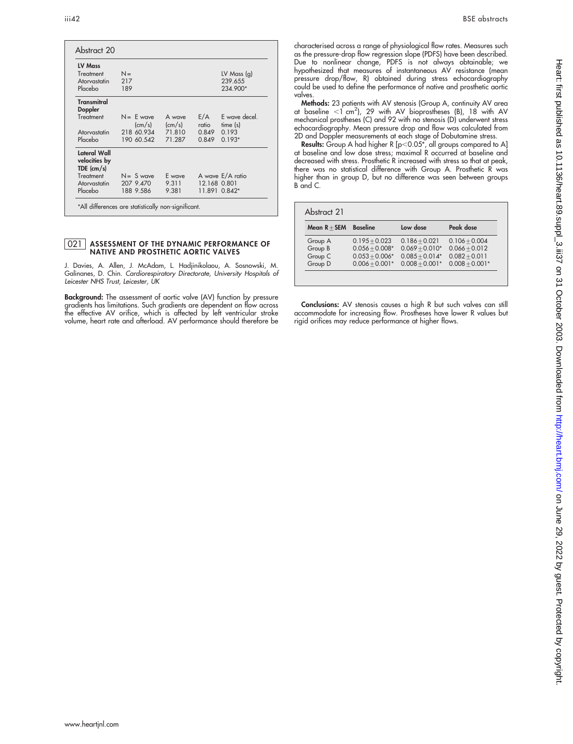## Abstract 20

| LV Mass | | | | |
|---|---|---|---|---|
| Treatment | N= | | | LV Mass (g) |
| Atorvastatin | 217 | | | 239.655 |
| Placebo | 189 | | | 234.900* |

| Transmitral Doppler | | | | | |
|---|---|---|---|---|---|
| Treatment | N= | E wave (cm/s) | A wave (cm/s) | E/A ratio | E wave decel. time (s) |
| Atorvastatin | 218 | 60.934 | 71.810 | 0.849 | 0.193 |
| Placebo | 190 | 60.542 | 71.287 | 0.849 | 0.193* |

| Lateral Wall velocities by TDE (cm/s) | | | | | |
|---|---|---|---|---|---|
| Treatment | N= | S wave | E wave | A wave | E/A ratio |
| Atorvastatin | 207 | 9.470 | 9.311 | 12.168 | 0.801 |
| Placebo | 188 | 9.586 | 9.381 | 11.891 | 0.842* |

*All differences are statistically non-significant.

## 021 ASSESSMENT OF THE DYNAMIC PERFORMANCE OF NATIVE AND PROSTHETIC AORTIC VALVES

J. Davies, A. Allen, J. McAdam, L. Hadjinikolaou, A. Sosnowski, M. Galinanes, D. Chin. *Cardiorespiratory Directorate, University Hospitals of Leicester NHS Trust, Leicester, UK*

**Background:** The assessment of aortic valve (AV) function by pressure gradients has limitations. Such gradients are dependent on flow across the effective AV orifice, which is affected by left ventricular stroke volume, heart rate and afterload. AV performance should therefore be characterised across a range of physiological flow rates. Measures such as the pressure-drop flow regression slope (PDFS) have been described. Due to nonlinear change, PDFS is not always obtainable; we hypothesized that measures of instantaneous AV resistance (mean pressure drop/flow, R) obtained during stress echocardiography could be used to define the performance of native and prosthetic aortic valves.

**Methods:** 23 patients with AV stenosis (Group A, continuity AV area at baseline $<1$ cm$^2$), 29 with AV bioprostheses (B), 18 with AV mechanical prostheses (C) and 92 with no stenosis (D) underwent stress echocardiography. Mean pressure drop and flow was calculated from 2D and Doppler measurements at each stage of Dobutamine stress.

**Results:** Group A had higher R [$p<0.05$*, all groups compared to A] at baseline and low dose stress; maximal R occurred at baseline and decreased with stress. Prosthetic R increased with stress so that at peak, there was no statistical difference with Group A. Prosthetic R was higher than in group D, but no difference was seen between groups B and C.

## Abstract 21

| Mean R ± SEM | Baseline | Low dose | Peak dose |
|---|---|---|---|
| Group A | 0.195±0.023 | 0.186±0.021 | 0.106±0.004 |
| Group B | 0.056±0.008* | 0.069±0.010* | 0.066±0.012 |
| Group C | 0.053±0.006* | 0.085±0.014* | 0.082±0.011 |
| Group D | 0.006±0.001* | 0.008±0.001* | 0.008±0.001* |

**Conclusions:** AV stenosis causes a high R but such valves can still accommodate for increasing flow. Prostheses have lower R values but rigid orifices may reduce performance at higher flows.